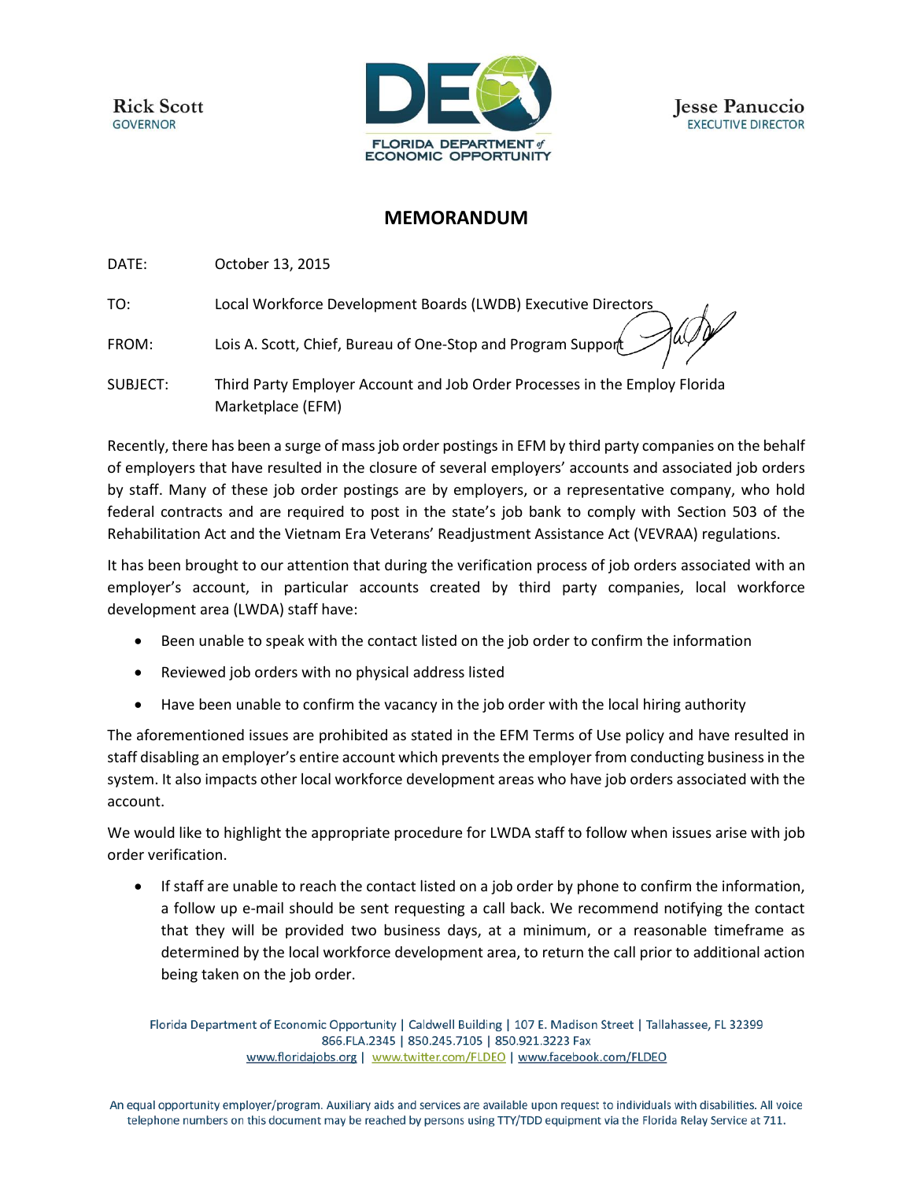Rick Scott
GOVERNOR

FLORIDA DEPARTMENT of ECONOMIC OPPORTUNITY

Jesse Panuccio
EXECUTIVE DIRECTOR

# MEMORANDUM

DATE: October 13, 2015

TO: Local Workforce Development Boards (LWDB) Executive Directors

FROM: Lois A. Scott, Chief, Bureau of One-Stop and Program Support

SUBJECT: Third Party Employer Account and Job Order Processes in the Employ Florida Marketplace (EFM)

Recently, there has been a surge of mass job order postings in EFM by third party companies on the behalf of employers that have resulted in the closure of several employers' accounts and associated job orders by staff. Many of these job order postings are by employers, or a representative company, who hold federal contracts and are required to post in the state's job bank to comply with Section 503 of the Rehabilitation Act and the Vietnam Era Veterans' Readjustment Assistance Act (VEVRAA) regulations.

It has been brought to our attention that during the verification process of job orders associated with an employer's account, in particular accounts created by third party companies, local workforce development area (LWDA) staff have:

- Been unable to speak with the contact listed on the job order to confirm the information
- Reviewed job orders with no physical address listed
- Have been unable to confirm the vacancy in the job order with the local hiring authority

The aforementioned issues are prohibited as stated in the EFM Terms of Use policy and have resulted in staff disabling an employer's entire account which prevents the employer from conducting business in the system. It also impacts other local workforce development areas who have job orders associated with the account.

We would like to highlight the appropriate procedure for LWDA staff to follow when issues arise with job order verification.

- If staff are unable to reach the contact listed on a job order by phone to confirm the information, a follow up e-mail should be sent requesting a call back. We recommend notifying the contact that they will be provided two business days, at a minimum, or a reasonable timeframe as determined by the local workforce development area, to return the call prior to additional action being taken on the job order.

Florida Department of Economic Opportunity | Caldwell Building | 107 E. Madison Street | Tallahassee, FL 32399
866.FLA.2345 | 850.245.7105 | 850.921.3223 Fax
www.floridajobs.org | www.twitter.com/FLDEO | www.facebook.com/FLDEO

An equal opportunity employer/program. Auxiliary aids and services are available upon request to individuals with disabilities. All voice telephone numbers on this document may be reached by persons using TTY/TDD equipment via the Florida Relay Service at 711.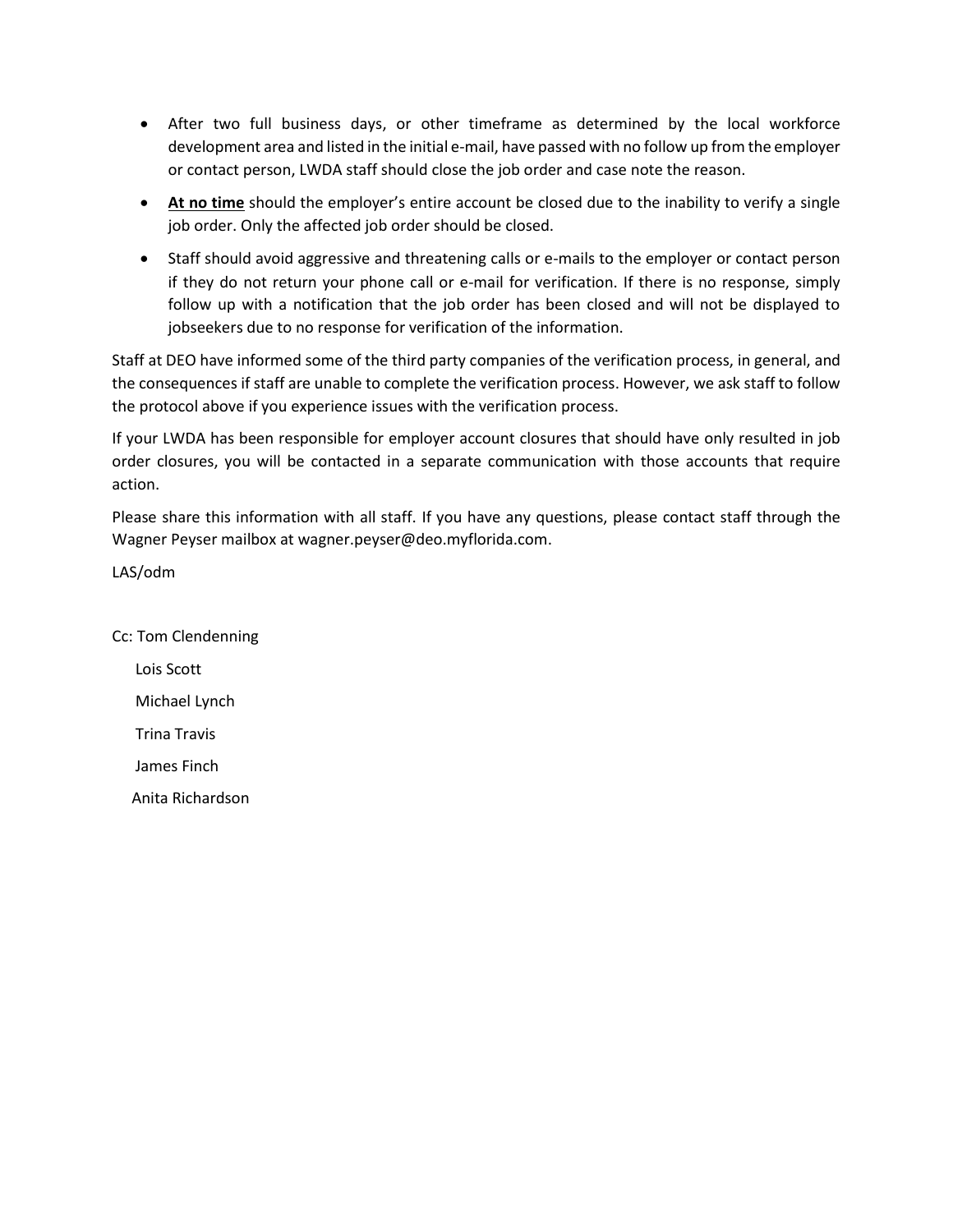- After two full business days, or other timeframe as determined by the local workforce development area and listed in the initial e-mail, have passed with no follow up from the employer or contact person, LWDA staff should close the job order and case note the reason.
- **<u>At no time</u>** should the employer's entire account be closed due to the inability to verify a single job order. Only the affected job order should be closed.
- Staff should avoid aggressive and threatening calls or e-mails to the employer or contact person if they do not return your phone call or e-mail for verification. If there is no response, simply follow up with a notification that the job order has been closed and will not be displayed to jobseekers due to no response for verification of the information.

Staff at DEO have informed some of the third party companies of the verification process, in general, and the consequences if staff are unable to complete the verification process. However, we ask staff to follow the protocol above if you experience issues with the verification process.

If your LWDA has been responsible for employer account closures that should have only resulted in job order closures, you will be contacted in a separate communication with those accounts that require action.

Please share this information with all staff. If you have any questions, please contact staff through the Wagner Peyser mailbox at wagner.peyser@deo.myflorida.com.

LAS/odm

Cc: Tom Clendenning

Lois Scott

Michael Lynch

Trina Travis

James Finch

Anita Richardson